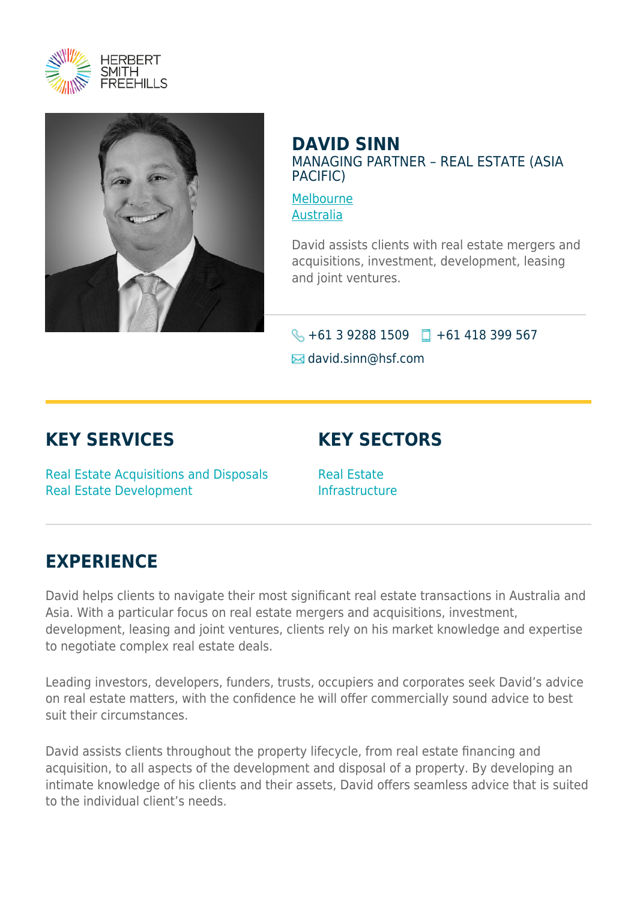# DAVID SINN

MANAGING PARTNER – REAL ESTATE (ASIA PACIFIC)

Melbourne
Australia

David assists clients with real estate mergers and acquisitions, investment, development, leasing and joint ventures.

+61 3 9288 1509 +61 418 399 567

david.sinn@hsf.com

## KEY SERVICES

Real Estate Acquisitions and Disposals
Real Estate Development

## KEY SECTORS

Real Estate
Infrastructure

## EXPERIENCE

David helps clients to navigate their most significant real estate transactions in Australia and Asia. With a particular focus on real estate mergers and acquisitions, investment, development, leasing and joint ventures, clients rely on his market knowledge and expertise to negotiate complex real estate deals.

Leading investors, developers, funders, trusts, occupiers and corporates seek David's advice on real estate matters, with the confidence he will offer commercially sound advice to best suit their circumstances.

David assists clients throughout the property lifecycle, from real estate financing and acquisition, to all aspects of the development and disposal of a property. By developing an intimate knowledge of his clients and their assets, David offers seamless advice that is suited to the individual client's needs.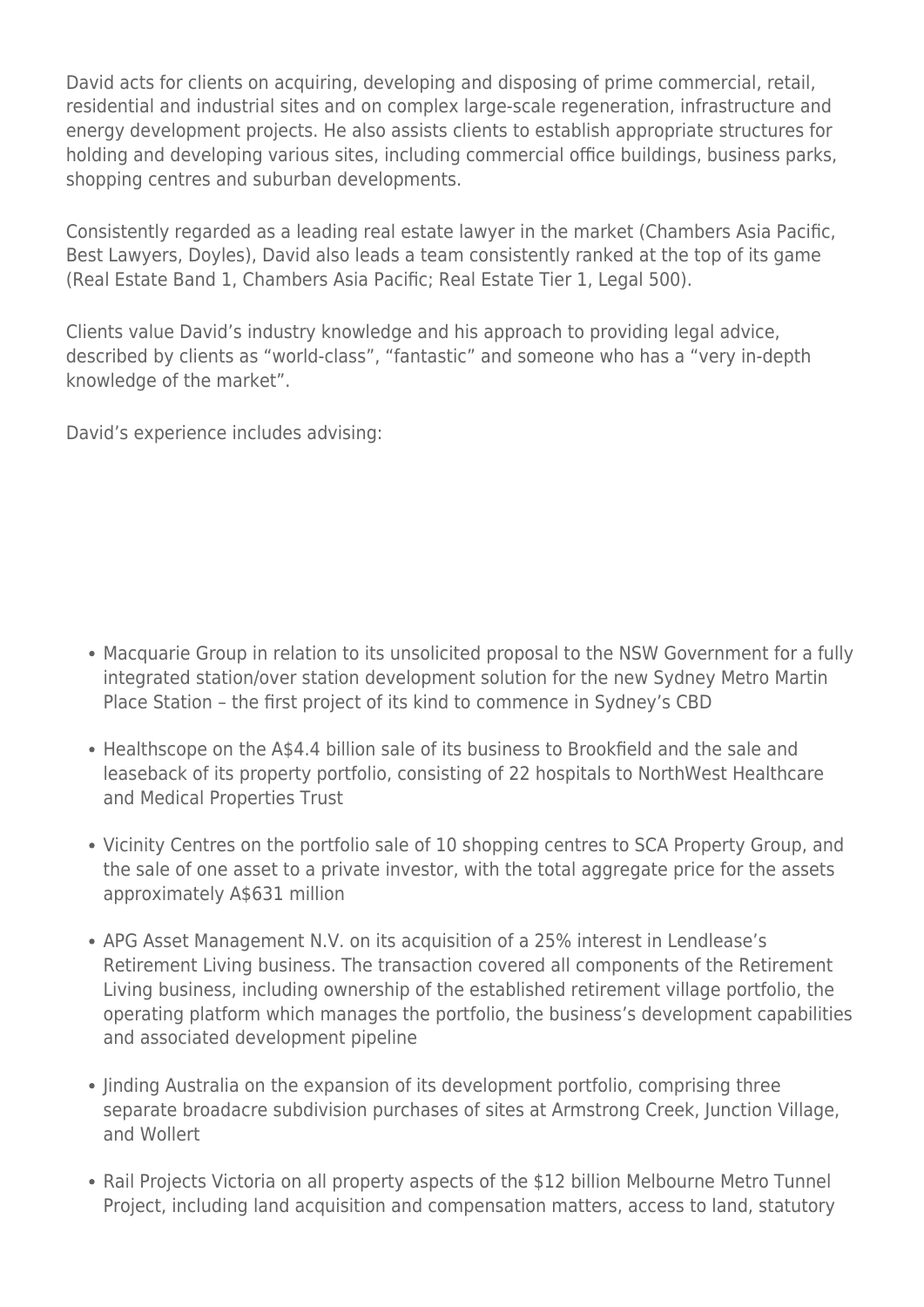David acts for clients on acquiring, developing and disposing of prime commercial, retail, residential and industrial sites and on complex large-scale regeneration, infrastructure and energy development projects. He also assists clients to establish appropriate structures for holding and developing various sites, including commercial office buildings, business parks, shopping centres and suburban developments.

Consistently regarded as a leading real estate lawyer in the market (Chambers Asia Pacific, Best Lawyers, Doyles), David also leads a team consistently ranked at the top of its game (Real Estate Band 1, Chambers Asia Pacific; Real Estate Tier 1, Legal 500).

Clients value David's industry knowledge and his approach to providing legal advice, described by clients as "world-class", "fantastic" and someone who has a "very in-depth knowledge of the market".

David's experience includes advising:

- Macquarie Group in relation to its unsolicited proposal to the NSW Government for a fully integrated station/over station development solution for the new Sydney Metro Martin Place Station – the first project of its kind to commence in Sydney's CBD
- Healthscope on the A$4.4 billion sale of its business to Brookfield and the sale and leaseback of its property portfolio, consisting of 22 hospitals to NorthWest Healthcare and Medical Properties Trust
- Vicinity Centres on the portfolio sale of 10 shopping centres to SCA Property Group, and the sale of one asset to a private investor, with the total aggregate price for the assets approximately A$631 million
- APG Asset Management N.V. on its acquisition of a 25% interest in Lendlease's Retirement Living business. The transaction covered all components of the Retirement Living business, including ownership of the established retirement village portfolio, the operating platform which manages the portfolio, the business's development capabilities and associated development pipeline
- Jinding Australia on the expansion of its development portfolio, comprising three separate broadacre subdivision purchases of sites at Armstrong Creek, Junction Village, and Wollert
- Rail Projects Victoria on all property aspects of the $12 billion Melbourne Metro Tunnel Project, including land acquisition and compensation matters, access to land, statutory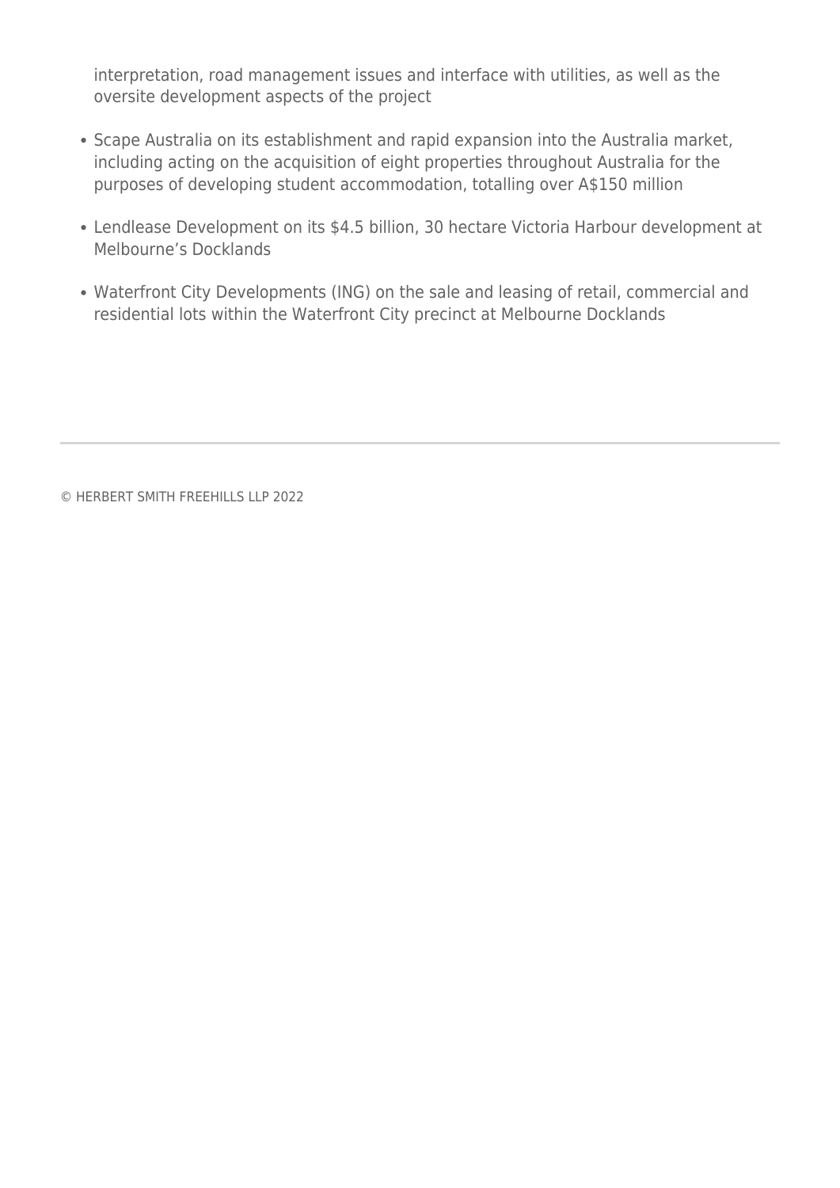interpretation, road management issues and interface with utilities, as well as the oversite development aspects of the project

- Scape Australia on its establishment and rapid expansion into the Australia market, including acting on the acquisition of eight properties throughout Australia for the purposes of developing student accommodation, totalling over A$150 million
- Lendlease Development on its $4.5 billion, 30 hectare Victoria Harbour development at Melbourne's Docklands
- Waterfront City Developments (ING) on the sale and leasing of retail, commercial and residential lots within the Waterfront City precinct at Melbourne Docklands

---

© HERBERT SMITH FREEHILLS LLP 2022